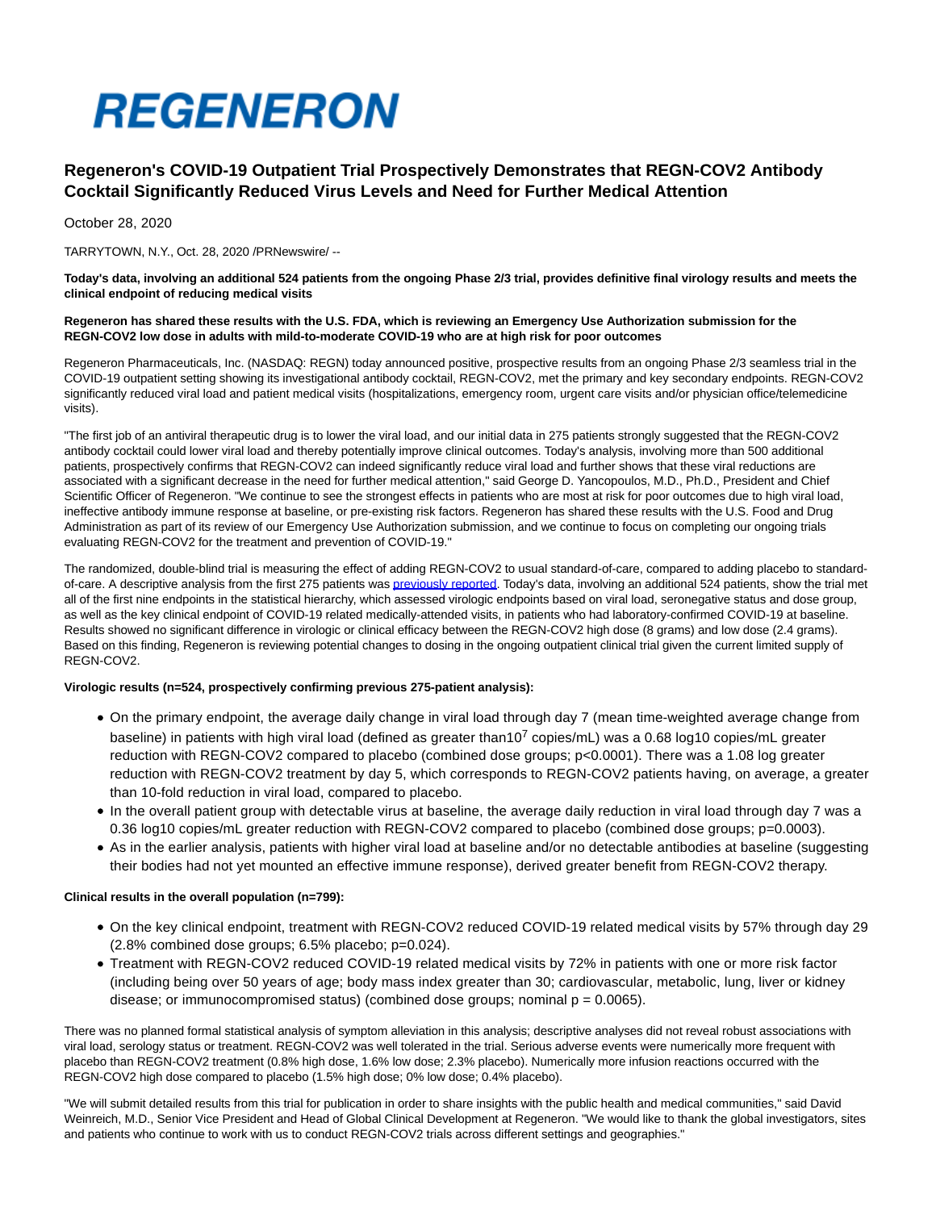# REGENERON

## Regeneron's COVID-19 Outpatient Trial Prospectively Demonstrates that REGN-COV2 Antibody Cocktail Significantly Reduced Virus Levels and Need for Further Medical Attention

October 28, 2020

TARRYTOWN, N.Y., Oct. 28, 2020 /PRNewswire/ --

**Today's data, involving an additional 524 patients from the ongoing Phase 2/3 trial, provides definitive final virology results and meets the clinical endpoint of reducing medical visits**

**Regeneron has shared these results with the U.S. FDA, which is reviewing an Emergency Use Authorization submission for the REGN-COV2 low dose in adults with mild-to-moderate COVID-19 who are at high risk for poor outcomes**

Regeneron Pharmaceuticals, Inc. (NASDAQ: REGN) today announced positive, prospective results from an ongoing Phase 2/3 seamless trial in the COVID-19 outpatient setting showing its investigational antibody cocktail, REGN-COV2, met the primary and key secondary endpoints. REGN-COV2 significantly reduced viral load and patient medical visits (hospitalizations, emergency room, urgent care visits and/or physician office/telemedicine visits).

"The first job of an antiviral therapeutic drug is to lower the viral load, and our initial data in 275 patients strongly suggested that the REGN-COV2 antibody cocktail could lower viral load and thereby potentially improve clinical outcomes. Today's analysis, involving more than 500 additional patients, prospectively confirms that REGN-COV2 can indeed significantly reduce viral load and further shows that these viral reductions are associated with a significant decrease in the need for further medical attention," said George D. Yancopoulos, M.D., Ph.D., President and Chief Scientific Officer of Regeneron. "We continue to see the strongest effects in patients who are most at risk for poor outcomes due to high viral load, ineffective antibody immune response at baseline, or pre-existing risk factors. Regeneron has shared these results with the U.S. Food and Drug Administration as part of its review of our Emergency Use Authorization submission, and we continue to focus on completing our ongoing trials evaluating REGN-COV2 for the treatment and prevention of COVID-19."

The randomized, double-blind trial is measuring the effect of adding REGN-COV2 to usual standard-of-care, compared to adding placebo to standard-of-care. A descriptive analysis from the first 275 patients was previously reported. Today's data, involving an additional 524 patients, show the trial met all of the first nine endpoints in the statistical hierarchy, which assessed virologic endpoints based on viral load, seronegative status and dose group, as well as the key clinical endpoint of COVID-19 related medically-attended visits, in patients who had laboratory-confirmed COVID-19 at baseline. Results showed no significant difference in virologic or clinical efficacy between the REGN-COV2 high dose (8 grams) and low dose (2.4 grams). Based on this finding, Regeneron is reviewing potential changes to dosing in the ongoing outpatient clinical trial given the current limited supply of REGN-COV2.

**Virologic results (n=524, prospectively confirming previous 275-patient analysis):**

- On the primary endpoint, the average daily change in viral load through day 7 (mean time-weighted average change from baseline) in patients with high viral load (defined as greater than $10^7$ copies/mL) was a 0.68 log10 copies/mL greater reduction with REGN-COV2 compared to placebo (combined dose groups; $p<0.0001$). There was a 1.08 log greater reduction with REGN-COV2 treatment by day 5, which corresponds to REGN-COV2 patients having, on average, a greater than 10-fold reduction in viral load, compared to placebo.
- In the overall patient group with detectable virus at baseline, the average daily reduction in viral load through day 7 was a 0.36 log10 copies/mL greater reduction with REGN-COV2 compared to placebo (combined dose groups; $p=0.0003$).
- As in the earlier analysis, patients with higher viral load at baseline and/or no detectable antibodies at baseline (suggesting their bodies had not yet mounted an effective immune response), derived greater benefit from REGN-COV2 therapy.

**Clinical results in the overall population (n=799):**

- On the key clinical endpoint, treatment with REGN-COV2 reduced COVID-19 related medical visits by 57% through day 29 (2.8% combined dose groups; 6.5% placebo; $p=0.024$).
- Treatment with REGN-COV2 reduced COVID-19 related medical visits by 72% in patients with one or more risk factor (including being over 50 years of age; body mass index greater than 30; cardiovascular, metabolic, lung, liver or kidney disease; or immunocompromised status) (combined dose groups; nominal $p = 0.0065$).

There was no planned formal statistical analysis of symptom alleviation in this analysis; descriptive analyses did not reveal robust associations with viral load, serology status or treatment. REGN-COV2 was well tolerated in the trial. Serious adverse events were numerically more frequent with placebo than REGN-COV2 treatment (0.8% high dose, 1.6% low dose; 2.3% placebo). Numerically more infusion reactions occurred with the REGN-COV2 high dose compared to placebo (1.5% high dose; 0% low dose; 0.4% placebo).

"We will submit detailed results from this trial for publication in order to share insights with the public health and medical communities," said David Weinreich, M.D., Senior Vice President and Head of Global Clinical Development at Regeneron. "We would like to thank the global investigators, sites and patients who continue to work with us to conduct REGN-COV2 trials across different settings and geographies."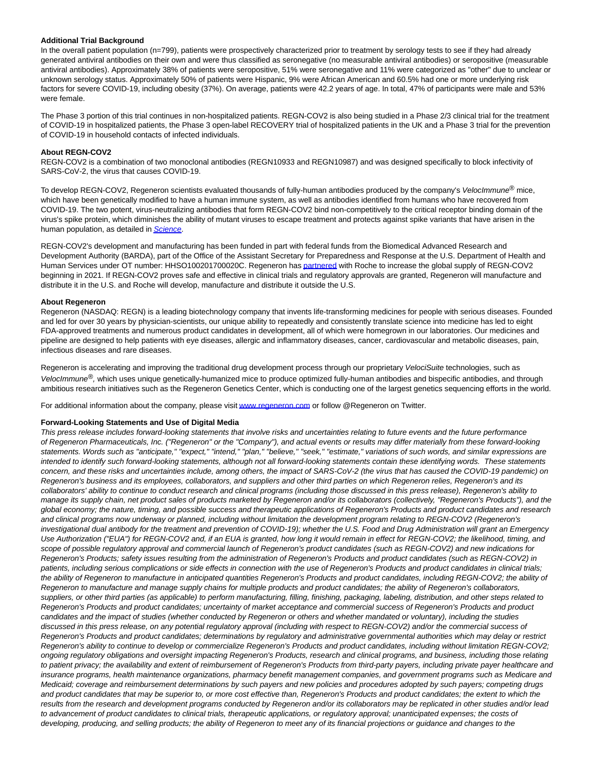**Additional Trial Background**

In the overall patient population (n=799), patients were prospectively characterized prior to treatment by serology tests to see if they had already generated antiviral antibodies on their own and were thus classified as seronegative (no measurable antiviral antibodies) or seropositive (measurable antiviral antibodies). Approximately 38% of patients were seropositive, 51% were seronegative and 11% were categorized as "other" due to unclear or unknown serology status. Approximately 50% of patients were Hispanic, 9% were African American and 60.5% had one or more underlying risk factors for severe COVID-19, including obesity (37%). On average, patients were 42.2 years of age. In total, 47% of participants were male and 53% were female.

The Phase 3 portion of this trial continues in non-hospitalized patients. REGN-COV2 is also being studied in a Phase 2/3 clinical trial for the treatment of COVID-19 in hospitalized patients, the Phase 3 open-label RECOVERY trial of hospitalized patients in the UK and a Phase 3 trial for the prevention of COVID-19 in household contacts of infected individuals.

**About REGN-COV2**

REGN-COV2 is a combination of two monoclonal antibodies (REGN10933 and REGN10987) and was designed specifically to block infectivity of SARS-CoV-2, the virus that causes COVID-19.

To develop REGN-COV2, Regeneron scientists evaluated thousands of fully-human antibodies produced by the company's *VelocImmune*® mice, which have been genetically modified to have a human immune system, as well as antibodies identified from humans who have recovered from COVID-19. The two potent, virus-neutralizing antibodies that form REGN-COV2 bind non-competitively to the critical receptor binding domain of the virus's spike protein, which diminishes the ability of mutant viruses to escape treatment and protects against spike variants that have arisen in the human population, as detailed in *Science*.

REGN-COV2's development and manufacturing has been funded in part with federal funds from the Biomedical Advanced Research and Development Authority (BARDA), part of the Office of the Assistant Secretary for Preparedness and Response at the U.S. Department of Health and Human Services under OT number: HHSO100201700020C. Regeneron has partnered with Roche to increase the global supply of REGN-COV2 beginning in 2021. If REGN-COV2 proves safe and effective in clinical trials and regulatory approvals are granted, Regeneron will manufacture and distribute it in the U.S. and Roche will develop, manufacture and distribute it outside the U.S.

**About Regeneron**

Regeneron (NASDAQ: REGN) is a leading biotechnology company that invents life-transforming medicines for people with serious diseases. Founded and led for over 30 years by physician-scientists, our unique ability to repeatedly and consistently translate science into medicine has led to eight FDA-approved treatments and numerous product candidates in development, all of which were homegrown in our laboratories. Our medicines and pipeline are designed to help patients with eye diseases, allergic and inflammatory diseases, cancer, cardiovascular and metabolic diseases, pain, infectious diseases and rare diseases.

Regeneron is accelerating and improving the traditional drug development process through our proprietary *VelociSuite* technologies, such as *VelocImmune*®, which uses unique genetically-humanized mice to produce optimized fully-human antibodies and bispecific antibodies, and through ambitious research initiatives such as the Regeneron Genetics Center, which is conducting one of the largest genetics sequencing efforts in the world.

For additional information about the company, please visit www.regeneron.com or follow @Regeneron on Twitter.

**Forward-Looking Statements and Use of Digital Media**

*This press release includes forward-looking statements that involve risks and uncertainties relating to future events and the future performance of Regeneron Pharmaceuticals, Inc. ("Regeneron" or the "Company"), and actual events or results may differ materially from these forward-looking statements. Words such as "anticipate," "expect," "intend," "plan," "believe," "seek," "estimate," variations of such words, and similar expressions are intended to identify such forward-looking statements, although not all forward-looking statements contain these identifying words. These statements concern, and these risks and uncertainties include, among others, the impact of SARS-CoV-2 (the virus that has caused the COVID-19 pandemic) on Regeneron's business and its employees, collaborators, and suppliers and other third parties on which Regeneron relies, Regeneron's and its collaborators' ability to continue to conduct research and clinical programs (including those discussed in this press release), Regeneron's ability to manage its supply chain, net product sales of products marketed by Regeneron and/or its collaborators (collectively, "Regeneron's Products"), and the global economy; the nature, timing, and possible success and therapeutic applications of Regeneron's Products and product candidates and research and clinical programs now underway or planned, including without limitation the development program relating to REGN-COV2 (Regeneron's investigational dual antibody for the treatment and prevention of COVID-19); whether the U.S. Food and Drug Administration will grant an Emergency Use Authorization ("EUA") for REGN-COV2 and, if an EUA is granted, how long it would remain in effect for REGN-COV2; the likelihood, timing, and scope of possible regulatory approval and commercial launch of Regeneron's product candidates (such as REGN-COV2) and new indications for Regeneron's Products; safety issues resulting from the administration of Regeneron's Products and product candidates (such as REGN-COV2) in patients, including serious complications or side effects in connection with the use of Regeneron's Products and product candidates in clinical trials; the ability of Regeneron to manufacture in anticipated quantities Regeneron's Products and product candidates, including REGN-COV2; the ability of Regeneron to manufacture and manage supply chains for multiple products and product candidates; the ability of Regeneron's collaborators, suppliers, or other third parties (as applicable) to perform manufacturing, filling, finishing, packaging, labeling, distribution, and other steps related to Regeneron's Products and product candidates; uncertainty of market acceptance and commercial success of Regeneron's Products and product candidates and the impact of studies (whether conducted by Regeneron or others and whether mandated or voluntary), including the studies discussed in this press release, on any potential regulatory approval (including with respect to REGN-COV2) and/or the commercial success of Regeneron's Products and product candidates; determinations by regulatory and administrative governmental authorities which may delay or restrict Regeneron's ability to continue to develop or commercialize Regeneron's Products and product candidates, including without limitation REGN-COV2; ongoing regulatory obligations and oversight impacting Regeneron's Products, research and clinical programs, and business, including those relating to patient privacy; the availability and extent of reimbursement of Regeneron's Products from third-party payers, including private payer healthcare and insurance programs, health maintenance organizations, pharmacy benefit management companies, and government programs such as Medicare and Medicaid; coverage and reimbursement determinations by such payers and new policies and procedures adopted by such payers; competing drugs and product candidates that may be superior to, or more cost effective than, Regeneron's Products and product candidates; the extent to which the results from the research and development programs conducted by Regeneron and/or its collaborators may be replicated in other studies and/or lead to advancement of product candidates to clinical trials, therapeutic applications, or regulatory approval; unanticipated expenses; the costs of developing, producing, and selling products; the ability of Regeneron to meet any of its financial projections or guidance and changes to the*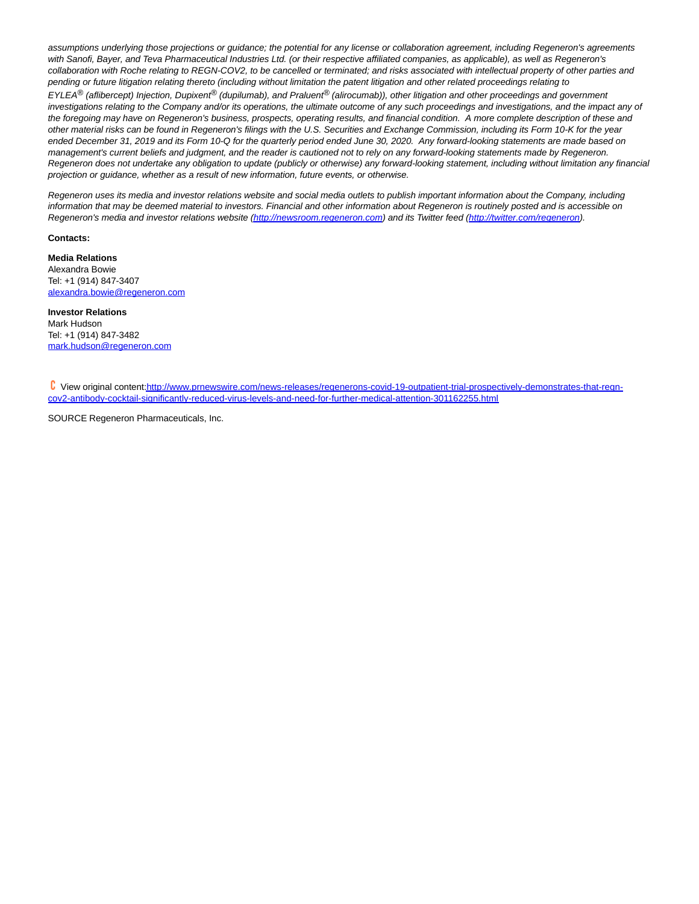*assumptions underlying those projections or guidance; the potential for any license or collaboration agreement, including Regeneron's agreements with Sanofi, Bayer, and Teva Pharmaceutical Industries Ltd. (or their respective affiliated companies, as applicable), as well as Regeneron's collaboration with Roche relating to REGN-COV2, to be cancelled or terminated; and risks associated with intellectual property of other parties and pending or future litigation relating thereto (including without limitation the patent litigation and other related proceedings relating to EYLEA® (aflibercept) Injection, Dupixent® (dupilumab), and Praluent® (alirocumab)), other litigation and other proceedings and government investigations relating to the Company and/or its operations, the ultimate outcome of any such proceedings and investigations, and the impact any of the foregoing may have on Regeneron's business, prospects, operating results, and financial condition. A more complete description of these and other material risks can be found in Regeneron's filings with the U.S. Securities and Exchange Commission, including its Form 10-K for the year ended December 31, 2019 and its Form 10-Q for the quarterly period ended June 30, 2020. Any forward-looking statements are made based on management's current beliefs and judgment, and the reader is cautioned not to rely on any forward-looking statements made by Regeneron. Regeneron does not undertake any obligation to update (publicly or otherwise) any forward-looking statement, including without limitation any financial projection or guidance, whether as a result of new information, future events, or otherwise.*

*Regeneron uses its media and investor relations website and social media outlets to publish important information about the Company, including information that may be deemed material to investors. Financial and other information about Regeneron is routinely posted and is accessible on Regeneron's media and investor relations website (http://newsroom.regeneron.com) and its Twitter feed (http://twitter.com/regeneron).*

**Contacts:**

**Media Relations**
Alexandra Bowie
Tel: +1 (914) 847-3407
alexandra.bowie@regeneron.com

**Investor Relations**
Mark Hudson
Tel: +1 (914) 847-3482
mark.hudson@regeneron.com

View original content:http://www.prnewswire.com/news-releases/regenerons-covid-19-outpatient-trial-prospectively-demonstrates-that-regn-cov2-antibody-cocktail-significantly-reduced-virus-levels-and-need-for-further-medical-attention-301162255.html

SOURCE Regeneron Pharmaceuticals, Inc.